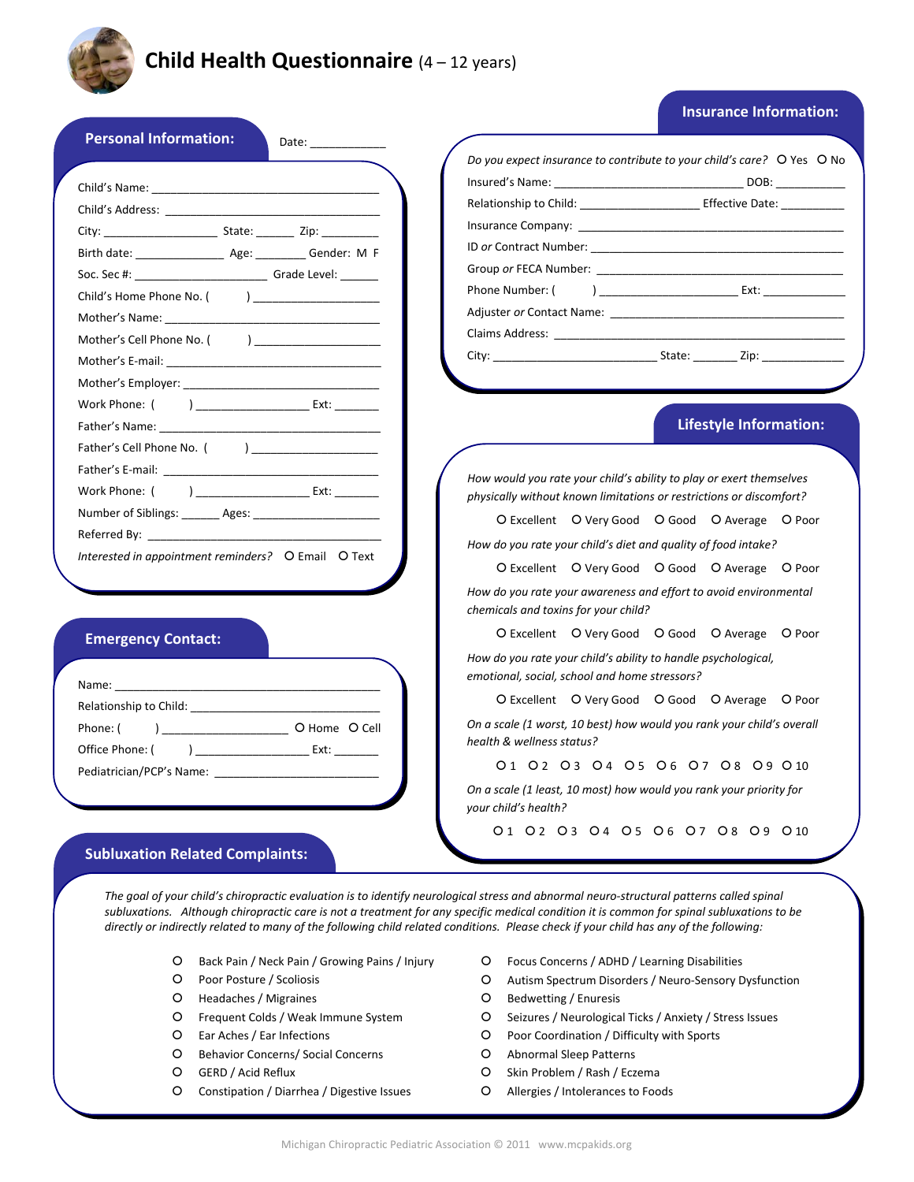# Child Health Questionnaire (4 – 12 years)

## Personal Information:

Date: ___________

Child's Name: ___________________________________

Child's Address: ________________________________

City: _________________ State: ______ Zip: _________

Birth date: ______________ Age: ________ Gender: M F

Soc. Sec #: _____________________ Grade Level: ______

Child's Home Phone No. ( ) ___________________

Mother's Name: _________________________________

Mother's Cell Phone No. ( ) ___________________

Mother's E-mail: _________________________________

Mother's Employer: _______________________________

Work Phone: ( ) _________________ Ext: _______

Father's Name: __________________________________

Father's Cell Phone No. ( ) ___________________

Father's E-mail: _________________________________

Work Phone: ( ) _________________ Ext: _______

Number of Siblings: ______ Ages: ____________________

Referred By: ____________________________________

*Interested in appointment reminders?* O Email O Text

## Emergency Contact:

Name: __________________________________________

Relationship to Child: ____________________________

Phone: ( ) ___________________ O Home O Cell

Office Phone: ( ) _________________ Ext: _______

Pediatrician/PCP's Name: _________________________

## Insurance Information:

*Do you expect insurance to contribute to your child's care?* O Yes O No

Insured's Name: ____________________________ DOB: ___________

Relationship to Child: __________________ Effective Date: __________

Insurance Company: ________________________________________

ID *or* Contract Number: ____________________________________

Group *or* FECA Number: ____________________________________

Phone Number: ( ) _____________________ Ext: ____________

Adjuster *or* Contact Name: __________________________________

Claims Address: ___________________________________________

City: _________________________ State: _______ Zip: ____________

## Lifestyle Information:

*How would you rate your child's ability to play or exert themselves physically without known limitations or restrictions or discomfort?*

O Excellent O Very Good O Good O Average O Poor

*How do you rate your child's diet and quality of food intake?*

O Excellent O Very Good O Good O Average O Poor

*How do you rate your awareness and effort to avoid environmental chemicals and toxins for your child?*

O Excellent O Very Good O Good O Average O Poor

*How do you rate your child's ability to handle psychological, emotional, social, school and home stressors?*

O Excellent O Very Good O Good O Average O Poor

*On a scale (1 worst, 10 best) how would you rank your child's overall health & wellness status?*

O 1 O 2 O 3 O 4 O 5 O 6 O 7 O 8 O 9 O 10

*On a scale (1 least, 10 most) how would you rank your priority for your child's health?*

O 1 O 2 O 3 O 4 O 5 O 6 O 7 O 8 O 9 O 10

## Subluxation Related Complaints:

*The goal of your child's chiropractic evaluation is to identify neurological stress and abnormal neuro-structural patterns called spinal subluxations. Although chiropractic care is not a treatment for any specific medical condition it is common for spinal subluxations to be directly or indirectly related to many of the following child related conditions. Please check if your child has any of the following:*

- O Back Pain / Neck Pain / Growing Pains / Injury
- O Poor Posture / Scoliosis
- O Headaches / Migraines
- O Frequent Colds / Weak Immune System
- O Ear Aches / Ear Infections
- O Behavior Concerns/ Social Concerns
- O GERD / Acid Reflux
- O Constipation / Diarrhea / Digestive Issues
- O Focus Concerns / ADHD / Learning Disabilities
- O Autism Spectrum Disorders / Neuro-Sensory Dysfunction
- O Bedwetting / Enuresis
- O Seizures / Neurological Ticks / Anxiety / Stress Issues
- O Poor Coordination / Difficulty with Sports
- O Abnormal Sleep Patterns
- O Skin Problem / Rash / Eczema
- O Allergies / Intolerances to Foods

Michigan Chiropractic Pediatric Association © 2011 www.mcpakids.org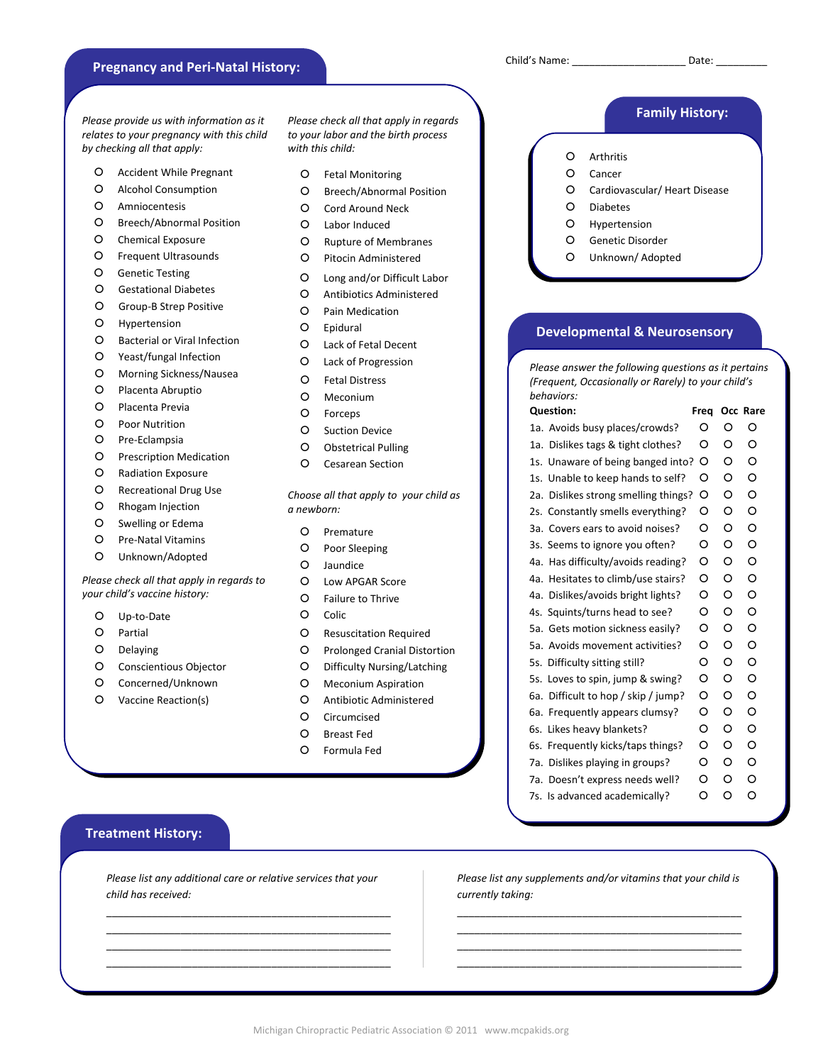Child's Name: ____________________ Date: _________

## Pregnancy and Peri-Natal History:

*Please provide us with information as it relates to your pregnancy with this child by checking all that apply:*

- O Accident While Pregnant
- O Alcohol Consumption
- O Amniocentesis
- O Breech/Abnormal Position
- O Chemical Exposure
- O Frequent Ultrasounds
- O Genetic Testing
- O Gestational Diabetes
- O Group-B Strep Positive
- O Hypertension
- O Bacterial or Viral Infection
- O Yeast/fungal Infection
- O Morning Sickness/Nausea
- O Placenta Abruptio
- O Placenta Previa
- O Poor Nutrition
- O Pre-Eclampsia
- O Prescription Medication
- O Radiation Exposure
- O Recreational Drug Use
- O Rhogam Injection
- O Swelling or Edema
- O Pre-Natal Vitamins
- O Unknown/Adopted

*Please check all that apply in regards to your child's vaccine history:*

- O Up-to-Date
- O Partial
- O Delaying
- O Conscientious Objector
- O Concerned/Unknown
- O Vaccine Reaction(s)

*Please check all that apply in regards to your labor and the birth process with this child:*

- O Fetal Monitoring
- O Breech/Abnormal Position
- O Cord Around Neck
- O Labor Induced
- O Rupture of Membranes
- O Pitocin Administered
- O Long and/or Difficult Labor
- O Antibiotics Administered
- O Pain Medication
- O Epidural
- O Lack of Fetal Decent
- O Lack of Progression
- O Fetal Distress
- O Meconium
- O Forceps
- O Suction Device
- O Obstetrical Pulling
- O Cesarean Section

*Choose all that apply to your child as a newborn:*

- O Premature
- O Poor Sleeping
- O Jaundice
- O Low APGAR Score
- O Failure to Thrive
- O Colic
- O Resuscitation Required
- O Prolonged Cranial Distortion
- O Difficulty Nursing/Latching
- O Meconium Aspiration
- O Antibiotic Administered
- O Circumcised
- O Breast Fed
- O Formula Fed

## Family History:

- O Arthritis
- O Cancer
- O Cardiovascular/ Heart Disease
- O Diabetes
- O Hypertension
- O Genetic Disorder
- O Unknown/ Adopted

## Developmental & Neurosensory

*Please answer the following questions as it pertains (Frequent, Occasionally or Rarely) to your child's behaviors:*

| Question: | Freq | Occ | Rare |
|---|---|---|---|
| 1a. Avoids busy places/crowds? | O | O | O |
| 1a. Dislikes tags & tight clothes? | O | O | O |
| 1s. Unaware of being banged into? | O | O | O |
| 1s. Unable to keep hands to self? | O | O | O |
| 2a. Dislikes strong smelling things? | O | O | O |
| 2s. Constantly smells everything? | O | O | O |
| 3a. Covers ears to avoid noises? | O | O | O |
| 3s. Seems to ignore you often? | O | O | O |
| 4a. Has difficulty/avoids reading? | O | O | O |
| 4a. Hesitates to climb/use stairs? | O | O | O |
| 4a. Dislikes/avoids bright lights? | O | O | O |
| 4s. Squints/turns head to see? | O | O | O |
| 5a. Gets motion sickness easily? | O | O | O |
| 5a. Avoids movement activities? | O | O | O |
| 5s. Difficulty sitting still? | O | O | O |
| 5s. Loves to spin, jump & swing? | O | O | O |
| 6a. Difficult to hop / skip / jump? | O | O | O |
| 6a. Frequently appears clumsy? | O | O | O |
| 6s. Likes heavy blankets? | O | O | O |
| 6s. Frequently kicks/taps things? | O | O | O |
| 7a. Dislikes playing in groups? | O | O | O |
| 7a. Doesn't express needs well? | O | O | O |
| 7s. Is advanced academically? | O | O | O |

## Treatment History:

*Please list any additional care or relative services that your child has received:*

_____________________________________________
_____________________________________________
_____________________________________________
_____________________________________________

*Please list any supplements and/or vitamins that your child is currently taking:*

_____________________________________________
_____________________________________________
_____________________________________________
_____________________________________________

Michigan Chiropractic Pediatric Association © 2011 www.mcpakids.org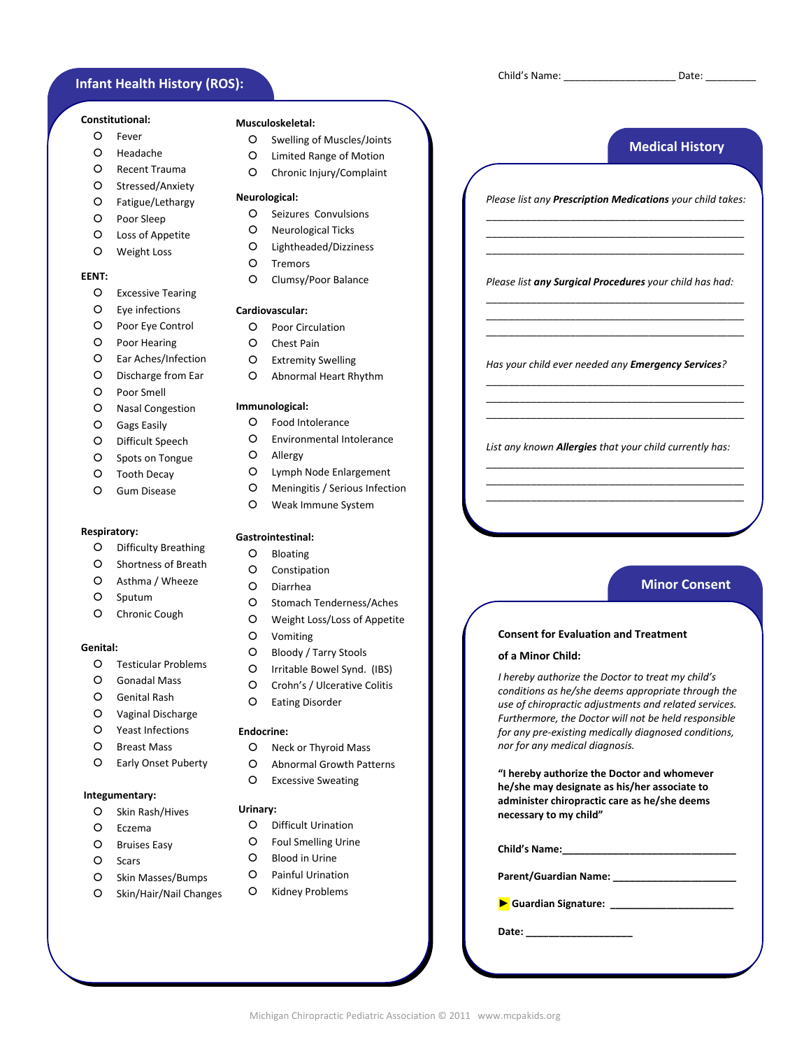Child's Name: ____________________ Date: _________

## Infant Health History (ROS):

**Constitutional:**

- Fever
- Headache
- Recent Trauma
- Stressed/Anxiety
- Fatigue/Lethargy
- Poor Sleep
- Loss of Appetite
- Weight Loss

**EENT:**

- Excessive Tearing
- Eye infections
- Poor Eye Control
- Poor Hearing
- Ear Aches/Infection
- Discharge from Ear
- Poor Smell
- Nasal Congestion
- Gags Easily
- Difficult Speech
- Spots on Tongue
- Tooth Decay
- Gum Disease

**Respiratory:**

- Difficulty Breathing
- Shortness of Breath
- Asthma / Wheeze
- Sputum
- Chronic Cough

**Genital:**

- Testicular Problems
- Gonadal Mass
- Genital Rash
- Vaginal Discharge
- Yeast Infections
- Breast Mass
- Early Onset Puberty

**Integumentary:**

- Skin Rash/Hives
- Eczema
- Bruises Easy
- Scars
- Skin Masses/Bumps
- Skin/Hair/Nail Changes

**Musculoskeletal:**

- Swelling of Muscles/Joints
- Limited Range of Motion
- Chronic Injury/Complaint

**Neurological:**

- Seizures Convulsions
- Neurological Ticks
- Lightheaded/Dizziness
- Tremors
- Clumsy/Poor Balance

**Cardiovascular:**

- Poor Circulation
- Chest Pain
- Extremity Swelling
- Abnormal Heart Rhythm

**Immunological:**

- Food Intolerance
- Environmental Intolerance
- Allergy
- Lymph Node Enlargement
- Meningitis / Serious Infection
- Weak Immune System

**Gastrointestinal:**

- Bloating
- Constipation
- Diarrhea
- Stomach Tenderness/Aches
- Weight Loss/Loss of Appetite
- Vomiting
- Bloody / Tarry Stools
- Irritable Bowel Synd. (IBS)
- Crohn's / Ulcerative Colitis
- Eating Disorder

**Endocrine:**

- Neck or Thyroid Mass
- Abnormal Growth Patterns
- Excessive Sweating

**Urinary:**

- Difficult Urination
- Foul Smelling Urine
- Blood in Urine
- Painful Urination
- Kidney Problems

## Medical History

*Please list any **Prescription Medications** your child takes:*

_______________________________________________

_______________________________________________

_______________________________________________

*Please list **any Surgical Procedures** your child has had:*

_______________________________________________

_______________________________________________

_______________________________________________

*Has your child ever needed any **Emergency Services**?*

_______________________________________________

_______________________________________________

_______________________________________________

*List any known **Allergies** that your child currently has:*

_______________________________________________

_______________________________________________

_______________________________________________

## Minor Consent

**Consent for Evaluation and Treatment**

**of a Minor Child:**

*I hereby authorize the Doctor to treat my child's conditions as he/she deems appropriate through the use of chiropractic adjustments and related services. Furthermore, the Doctor will not be held responsible for any pre-existing medically diagnosed conditions, nor for any medical diagnosis.*

**"I hereby authorize the Doctor and whomever he/she may designate as his/her associate to administer chiropractic care as he/she deems necessary to my child"**

**Child's Name:**_______________________________

**Parent/Guardian Name:** _____________________

▶ **Guardian Signature:** _____________________

**Date:** ___________________